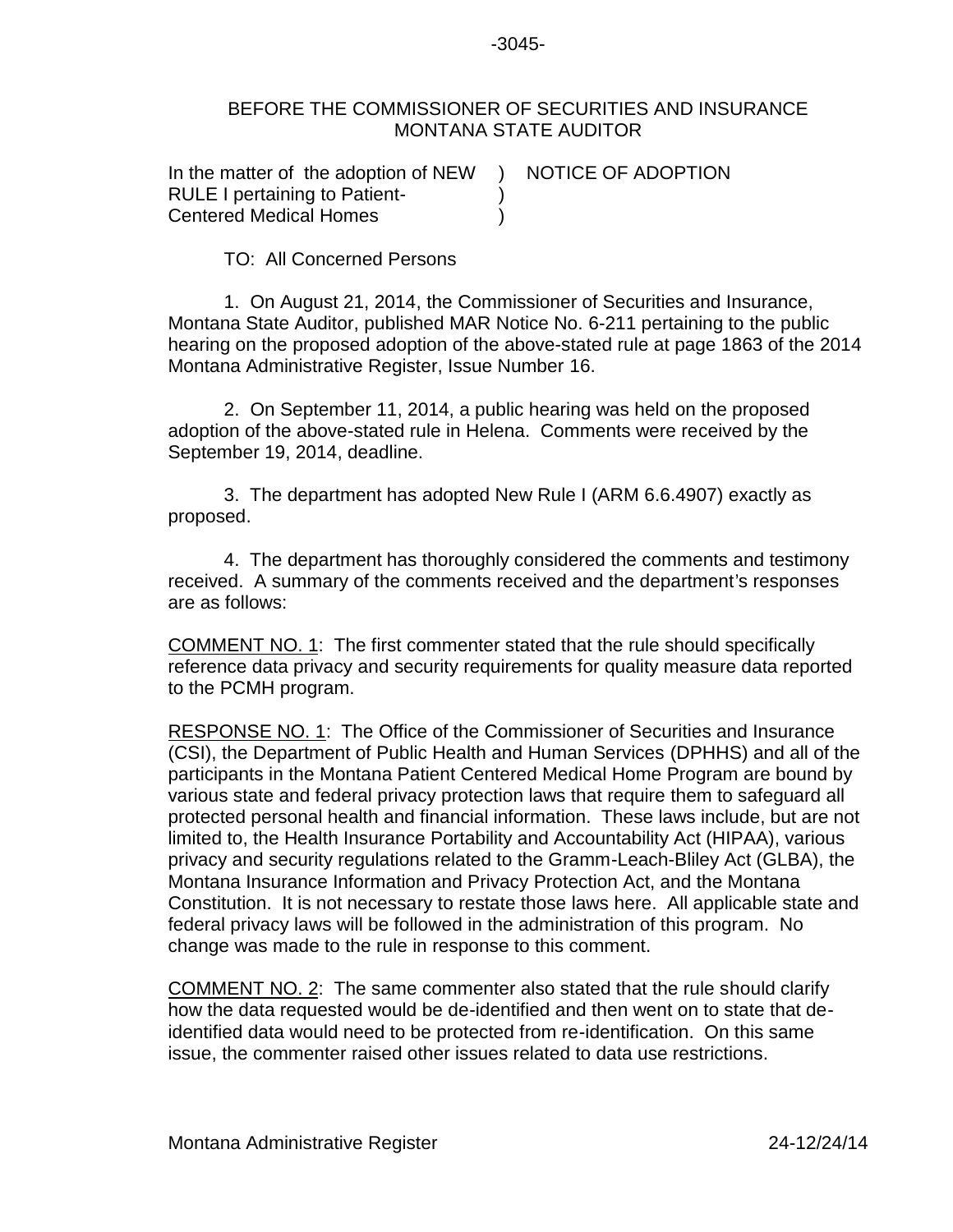BEFORE THE COMMISSIONER OF SECURITIES AND INSURANCE
MONTANA STATE AUDITOR

| | | |
|---|---|---|
| In the matter of the adoption of NEW RULE I pertaining to Patient-Centered Medical Homes | ) ) ) | NOTICE OF ADOPTION |

TO: All Concerned Persons

1. On August 21, 2014, the Commissioner of Securities and Insurance, Montana State Auditor, published MAR Notice No. 6-211 pertaining to the public hearing on the proposed adoption of the above-stated rule at page 1863 of the 2014 Montana Administrative Register, Issue Number 16.

2. On September 11, 2014, a public hearing was held on the proposed adoption of the above-stated rule in Helena. Comments were received by the September 19, 2014, deadline.

3. The department has adopted New Rule I (ARM 6.6.4907) exactly as proposed.

4. The department has thoroughly considered the comments and testimony received. A summary of the comments received and the department's responses are as follows:

<u>COMMENT NO. 1</u>: The first commenter stated that the rule should specifically reference data privacy and security requirements for quality measure data reported to the PCMH program.

<u>RESPONSE NO. 1</u>: The Office of the Commissioner of Securities and Insurance (CSI), the Department of Public Health and Human Services (DPHHS) and all of the participants in the Montana Patient Centered Medical Home Program are bound by various state and federal privacy protection laws that require them to safeguard all protected personal health and financial information. These laws include, but are not limited to, the Health Insurance Portability and Accountability Act (HIPAA), various privacy and security regulations related to the Gramm-Leach-Bliley Act (GLBA), the Montana Insurance Information and Privacy Protection Act, and the Montana Constitution. It is not necessary to restate those laws here. All applicable state and federal privacy laws will be followed in the administration of this program. No change was made to the rule in response to this comment.

<u>COMMENT NO. 2</u>: The same commenter also stated that the rule should clarify how the data requested would be de-identified and then went on to state that de-identified data would need to be protected from re-identification. On this same issue, the commenter raised other issues related to data use restrictions.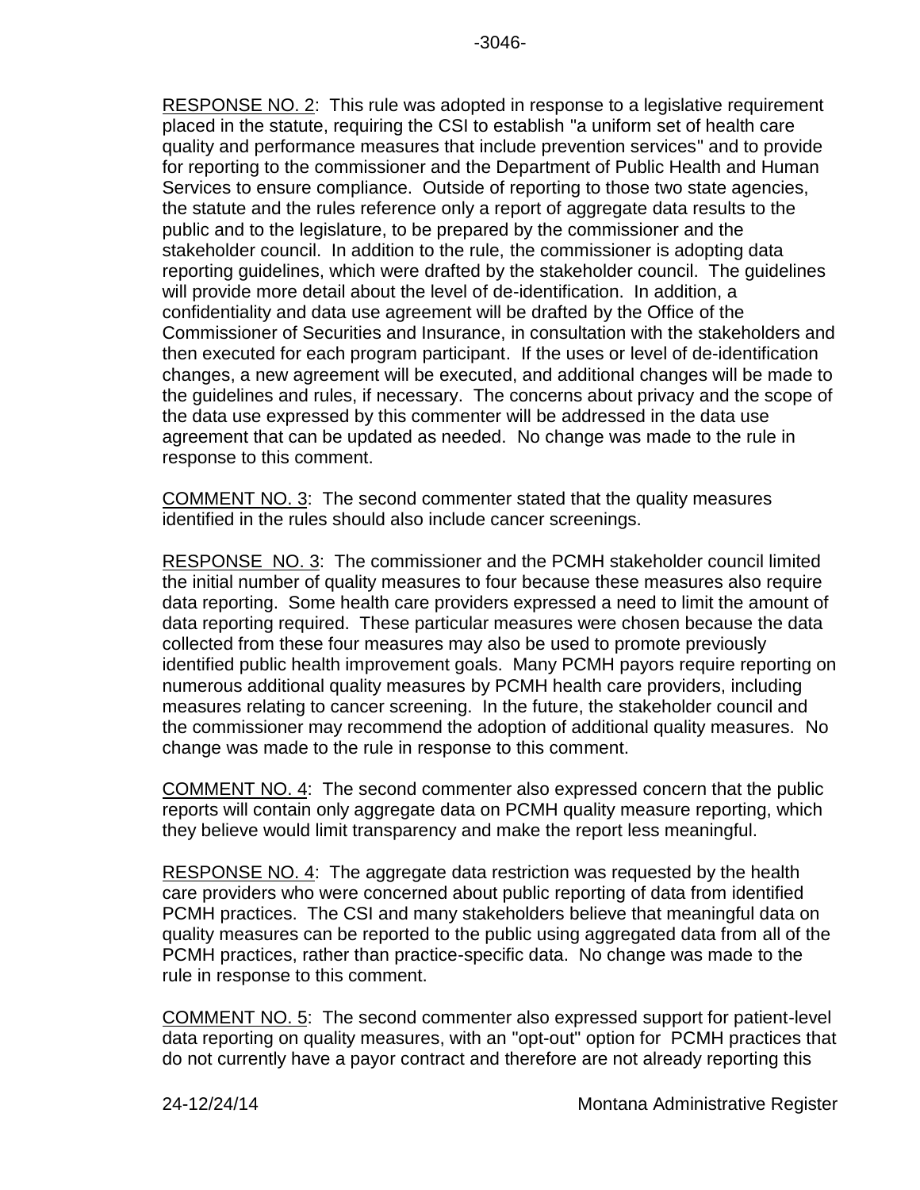RESPONSE NO. 2: This rule was adopted in response to a legislative requirement placed in the statute, requiring the CSI to establish "a uniform set of health care quality and performance measures that include prevention services" and to provide for reporting to the commissioner and the Department of Public Health and Human Services to ensure compliance. Outside of reporting to those two state agencies, the statute and the rules reference only a report of aggregate data results to the public and to the legislature, to be prepared by the commissioner and the stakeholder council. In addition to the rule, the commissioner is adopting data reporting guidelines, which were drafted by the stakeholder council. The guidelines will provide more detail about the level of de-identification. In addition, a confidentiality and data use agreement will be drafted by the Office of the Commissioner of Securities and Insurance, in consultation with the stakeholders and then executed for each program participant. If the uses or level of de-identification changes, a new agreement will be executed, and additional changes will be made to the guidelines and rules, if necessary. The concerns about privacy and the scope of the data use expressed by this commenter will be addressed in the data use agreement that can be updated as needed. No change was made to the rule in response to this comment.

COMMENT NO. 3: The second commenter stated that the quality measures identified in the rules should also include cancer screenings.

RESPONSE NO. 3: The commissioner and the PCMH stakeholder council limited the initial number of quality measures to four because these measures also require data reporting. Some health care providers expressed a need to limit the amount of data reporting required. These particular measures were chosen because the data collected from these four measures may also be used to promote previously identified public health improvement goals. Many PCMH payors require reporting on numerous additional quality measures by PCMH health care providers, including measures relating to cancer screening. In the future, the stakeholder council and the commissioner may recommend the adoption of additional quality measures. No change was made to the rule in response to this comment.

COMMENT NO. 4: The second commenter also expressed concern that the public reports will contain only aggregate data on PCMH quality measure reporting, which they believe would limit transparency and make the report less meaningful.

RESPONSE NO. 4: The aggregate data restriction was requested by the health care providers who were concerned about public reporting of data from identified PCMH practices. The CSI and many stakeholders believe that meaningful data on quality measures can be reported to the public using aggregated data from all of the PCMH practices, rather than practice-specific data. No change was made to the rule in response to this comment.

COMMENT NO. 5: The second commenter also expressed support for patient-level data reporting on quality measures, with an "opt-out" option for PCMH practices that do not currently have a payor contract and therefore are not already reporting this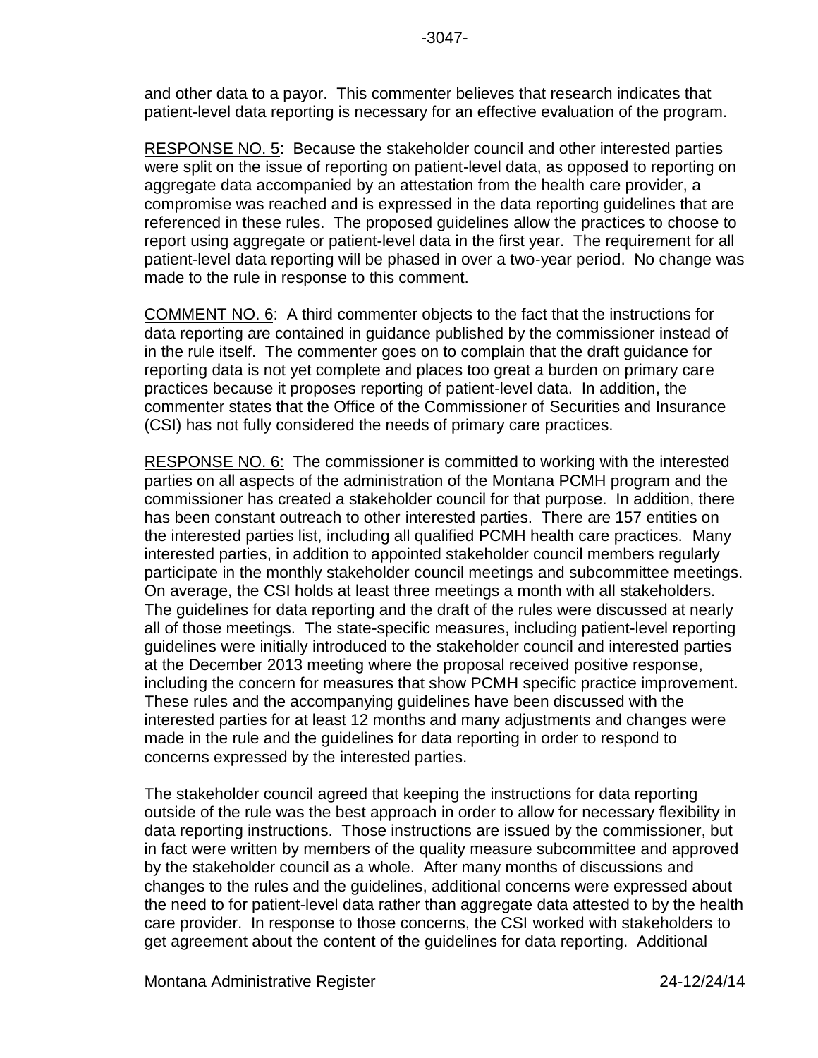and other data to a payor. This commenter believes that research indicates that patient-level data reporting is necessary for an effective evaluation of the program.

<u>RESPONSE NO. 5</u>: Because the stakeholder council and other interested parties were split on the issue of reporting on patient-level data, as opposed to reporting on aggregate data accompanied by an attestation from the health care provider, a compromise was reached and is expressed in the data reporting guidelines that are referenced in these rules. The proposed guidelines allow the practices to choose to report using aggregate or patient-level data in the first year. The requirement for all patient-level data reporting will be phased in over a two-year period. No change was made to the rule in response to this comment.

<u>COMMENT NO. 6</u>: A third commenter objects to the fact that the instructions for data reporting are contained in guidance published by the commissioner instead of in the rule itself. The commenter goes on to complain that the draft guidance for reporting data is not yet complete and places too great a burden on primary care practices because it proposes reporting of patient-level data. In addition, the commenter states that the Office of the Commissioner of Securities and Insurance (CSI) has not fully considered the needs of primary care practices.

<u>RESPONSE NO. 6</u>: The commissioner is committed to working with the interested parties on all aspects of the administration of the Montana PCMH program and the commissioner has created a stakeholder council for that purpose. In addition, there has been constant outreach to other interested parties. There are 157 entities on the interested parties list, including all qualified PCMH health care practices. Many interested parties, in addition to appointed stakeholder council members regularly participate in the monthly stakeholder council meetings and subcommittee meetings. On average, the CSI holds at least three meetings a month with all stakeholders. The guidelines for data reporting and the draft of the rules were discussed at nearly all of those meetings. The state-specific measures, including patient-level reporting guidelines were initially introduced to the stakeholder council and interested parties at the December 2013 meeting where the proposal received positive response, including the concern for measures that show PCMH specific practice improvement. These rules and the accompanying guidelines have been discussed with the interested parties for at least 12 months and many adjustments and changes were made in the rule and the guidelines for data reporting in order to respond to concerns expressed by the interested parties.

The stakeholder council agreed that keeping the instructions for data reporting outside of the rule was the best approach in order to allow for necessary flexibility in data reporting instructions. Those instructions are issued by the commissioner, but in fact were written by members of the quality measure subcommittee and approved by the stakeholder council as a whole. After many months of discussions and changes to the rules and the guidelines, additional concerns were expressed about the need to for patient-level data rather than aggregate data attested to by the health care provider. In response to those concerns, the CSI worked with stakeholders to get agreement about the content of the guidelines for data reporting. Additional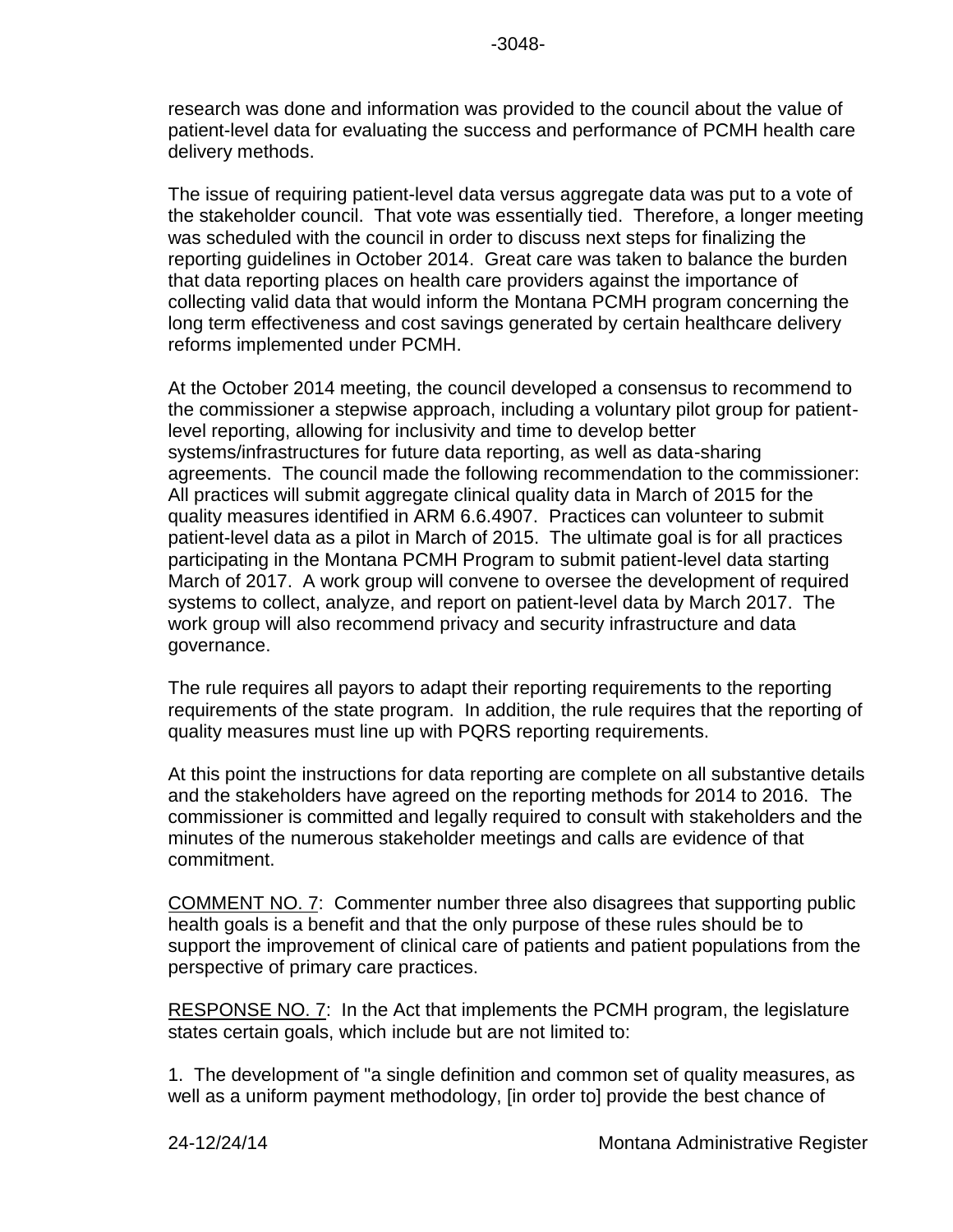research was done and information was provided to the council about the value of patient-level data for evaluating the success and performance of PCMH health care delivery methods.

The issue of requiring patient-level data versus aggregate data was put to a vote of the stakeholder council. That vote was essentially tied. Therefore, a longer meeting was scheduled with the council in order to discuss next steps for finalizing the reporting guidelines in October 2014. Great care was taken to balance the burden that data reporting places on health care providers against the importance of collecting valid data that would inform the Montana PCMH program concerning the long term effectiveness and cost savings generated by certain healthcare delivery reforms implemented under PCMH.

At the October 2014 meeting, the council developed a consensus to recommend to the commissioner a stepwise approach, including a voluntary pilot group for patient-level reporting, allowing for inclusivity and time to develop better systems/infrastructures for future data reporting, as well as data-sharing agreements. The council made the following recommendation to the commissioner: All practices will submit aggregate clinical quality data in March of 2015 for the quality measures identified in ARM 6.6.4907. Practices can volunteer to submit patient-level data as a pilot in March of 2015. The ultimate goal is for all practices participating in the Montana PCMH Program to submit patient-level data starting March of 2017. A work group will convene to oversee the development of required systems to collect, analyze, and report on patient-level data by March 2017. The work group will also recommend privacy and security infrastructure and data governance.

The rule requires all payors to adapt their reporting requirements to the reporting requirements of the state program. In addition, the rule requires that the reporting of quality measures must line up with PQRS reporting requirements.

At this point the instructions for data reporting are complete on all substantive details and the stakeholders have agreed on the reporting methods for 2014 to 2016. The commissioner is committed and legally required to consult with stakeholders and the minutes of the numerous stakeholder meetings and calls are evidence of that commitment.

COMMENT NO. 7: Commenter number three also disagrees that supporting public health goals is a benefit and that the only purpose of these rules should be to support the improvement of clinical care of patients and patient populations from the perspective of primary care practices.

RESPONSE NO. 7: In the Act that implements the PCMH program, the legislature states certain goals, which include but are not limited to:

1. The development of "a single definition and common set of quality measures, as well as a uniform payment methodology, [in order to] provide the best chance of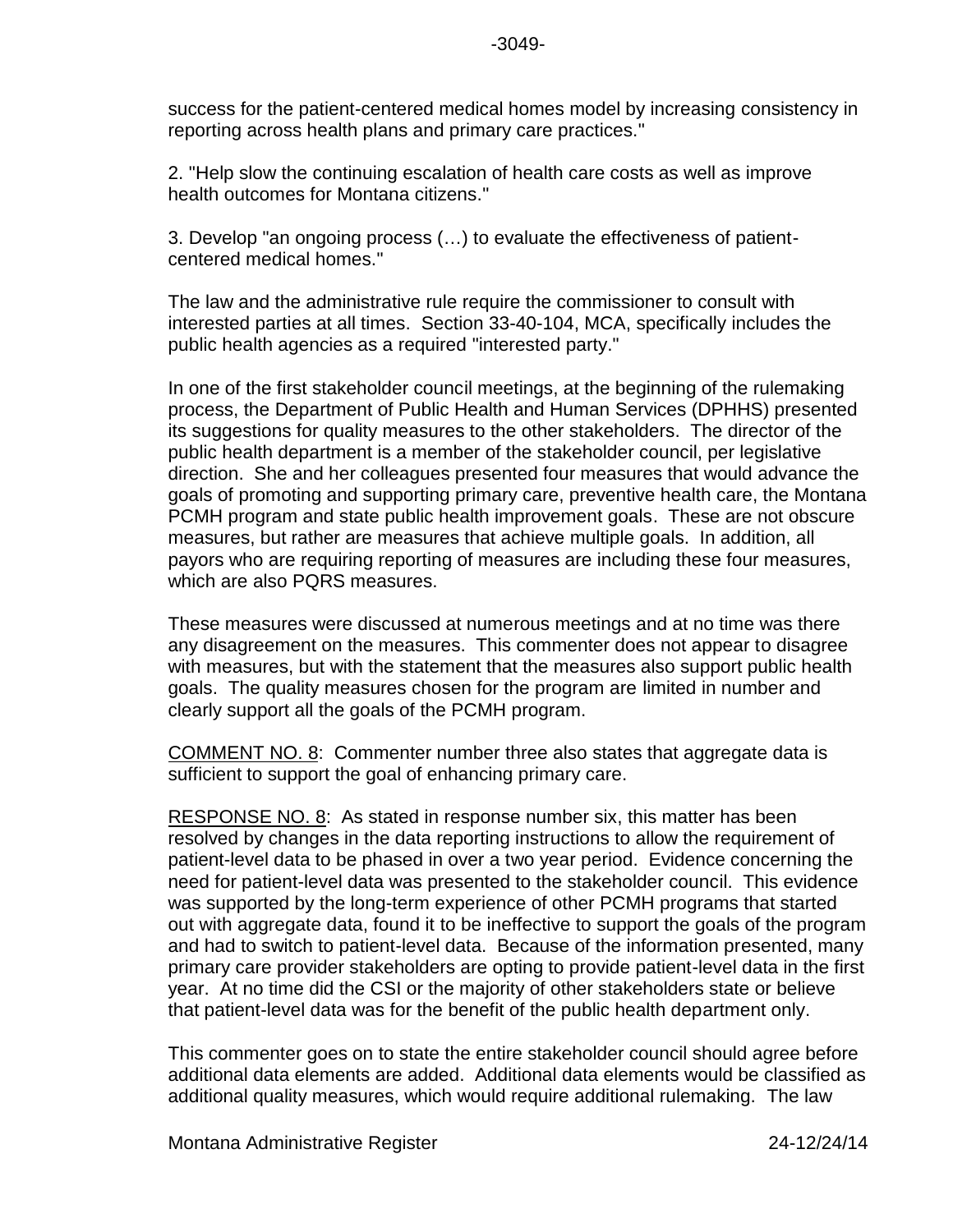success for the patient-centered medical homes model by increasing consistency in reporting across health plans and primary care practices."

2. "Help slow the continuing escalation of health care costs as well as improve health outcomes for Montana citizens."

3. Develop "an ongoing process (…) to evaluate the effectiveness of patient-centered medical homes."

The law and the administrative rule require the commissioner to consult with interested parties at all times. Section 33-40-104, MCA, specifically includes the public health agencies as a required "interested party."

In one of the first stakeholder council meetings, at the beginning of the rulemaking process, the Department of Public Health and Human Services (DPHHS) presented its suggestions for quality measures to the other stakeholders. The director of the public health department is a member of the stakeholder council, per legislative direction. She and her colleagues presented four measures that would advance the goals of promoting and supporting primary care, preventive health care, the Montana PCMH program and state public health improvement goals. These are not obscure measures, but rather are measures that achieve multiple goals. In addition, all payors who are requiring reporting of measures are including these four measures, which are also PQRS measures.

These measures were discussed at numerous meetings and at no time was there any disagreement on the measures. This commenter does not appear to disagree with measures, but with the statement that the measures also support public health goals. The quality measures chosen for the program are limited in number and clearly support all the goals of the PCMH program.

<u>COMMENT NO. 8</u>: Commenter number three also states that aggregate data is sufficient to support the goal of enhancing primary care.

<u>RESPONSE NO. 8</u>: As stated in response number six, this matter has been resolved by changes in the data reporting instructions to allow the requirement of patient-level data to be phased in over a two year period. Evidence concerning the need for patient-level data was presented to the stakeholder council. This evidence was supported by the long-term experience of other PCMH programs that started out with aggregate data, found it to be ineffective to support the goals of the program and had to switch to patient-level data. Because of the information presented, many primary care provider stakeholders are opting to provide patient-level data in the first year. At no time did the CSI or the majority of other stakeholders state or believe that patient-level data was for the benefit of the public health department only.

This commenter goes on to state the entire stakeholder council should agree before additional data elements are added. Additional data elements would be classified as additional quality measures, which would require additional rulemaking. The law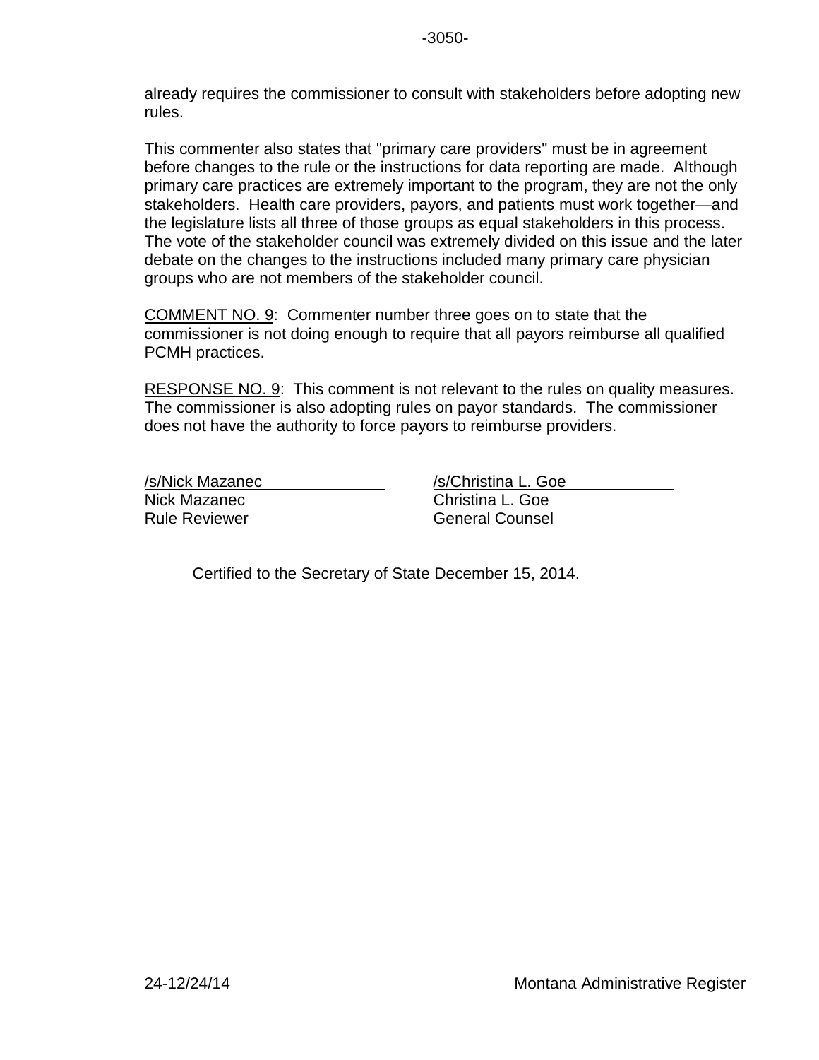already requires the commissioner to consult with stakeholders before adopting new rules.

This commenter also states that "primary care providers" must be in agreement before changes to the rule or the instructions for data reporting are made. Although primary care practices are extremely important to the program, they are not the only stakeholders. Health care providers, payors, and patients must work together—and the legislature lists all three of those groups as equal stakeholders in this process. The vote of the stakeholder council was extremely divided on this issue and the later debate on the changes to the instructions included many primary care physician groups who are not members of the stakeholder council.

COMMENT NO. 9: Commenter number three goes on to state that the commissioner is not doing enough to require that all payors reimburse all qualified PCMH practices.

RESPONSE NO. 9: This comment is not relevant to the rules on quality measures. The commissioner is also adopting rules on payor standards. The commissioner does not have the authority to force payors to reimburse providers.

/s/Nick Mazanec
Nick Mazanec
Rule Reviewer

/s/Christina L. Goe
Christina L. Goe
General Counsel

Certified to the Secretary of State December 15, 2014.